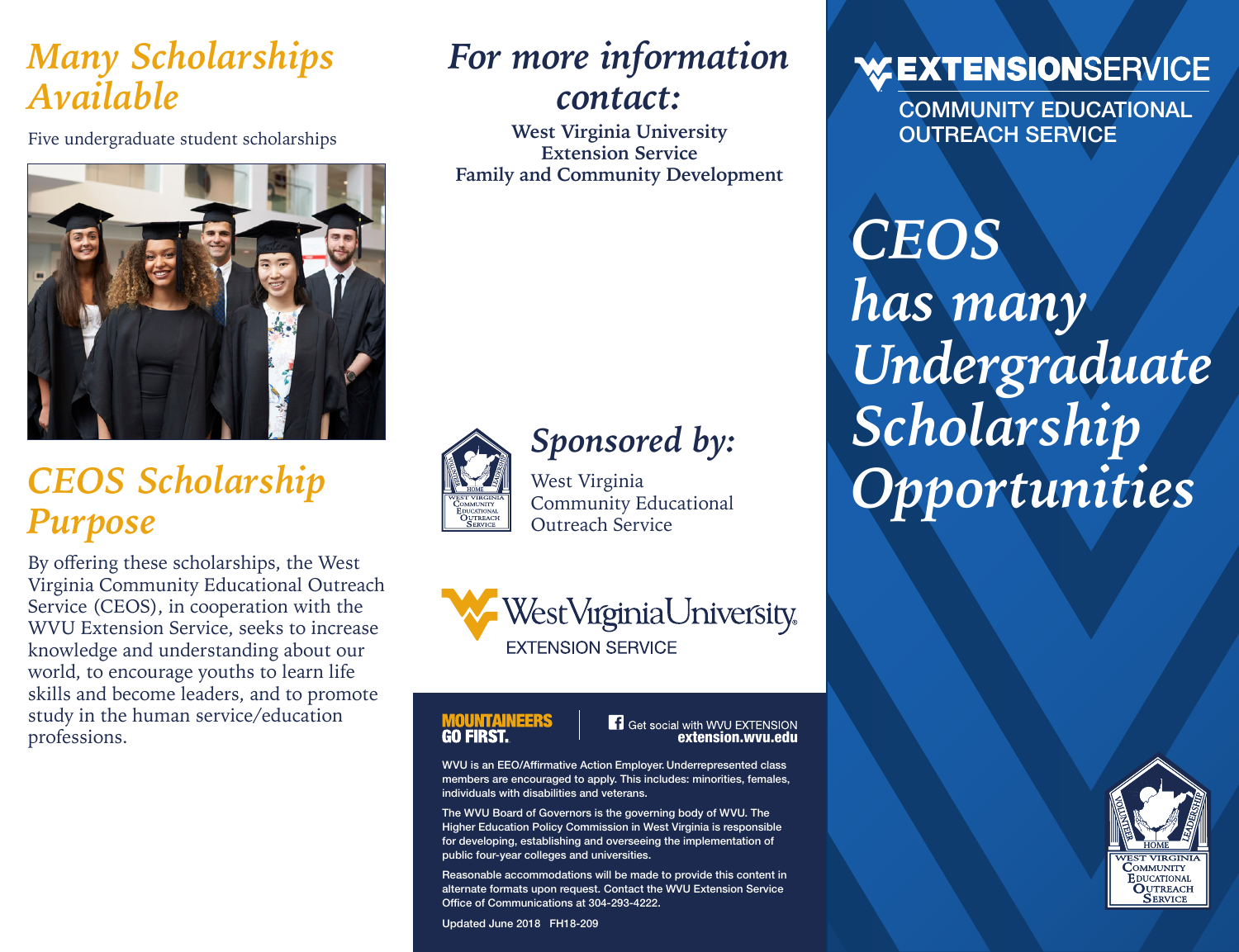## Many Scholarships Available

Five undergraduate student scholarships

## CEOS Scholarship Purpose

By offering these scholarships, the West Virginia Community Educational Outreach Service (CEOS), in cooperation with the WVU Extension Service, seeks to increase knowledge and understanding about our world, to encourage youths to learn life skills and become leaders, and to promote study in the human service/education professions.

## For more information contact:

**West Virginia University**
**Extension Service**
**Family and Community Development**

## Sponsored by:

West Virginia
Community Educational
Outreach Service

West Virginia University
EXTENSION SERVICE

**MOUNTAINEERS GO FIRST.**

Get social with WVU EXTENSION
**extension.wvu.edu**

WVU is an EEO/Affirmative Action Employer. Underrepresented class members are encouraged to apply. This includes: minorities, females, individuals with disabilities and veterans.

The WVU Board of Governors is the governing body of WVU. The Higher Education Policy Commission in West Virginia is responsible for developing, establishing and overseeing the implementation of public four-year colleges and universities.

Reasonable accommodations will be made to provide this content in alternate formats upon request. Contact the WVU Extension Service Office of Communications at 304-293-4222.

Updated June 2018 FH18-209

**EXTENSION SERVICE**
COMMUNITY EDUCATIONAL OUTREACH SERVICE

# CEOS has many Undergraduate Scholarship Opportunities

VOLUNTEER HOME LEADERSHIP
WEST VIRGINIA COMMUNITY EDUCATIONAL OUTREACH SERVICE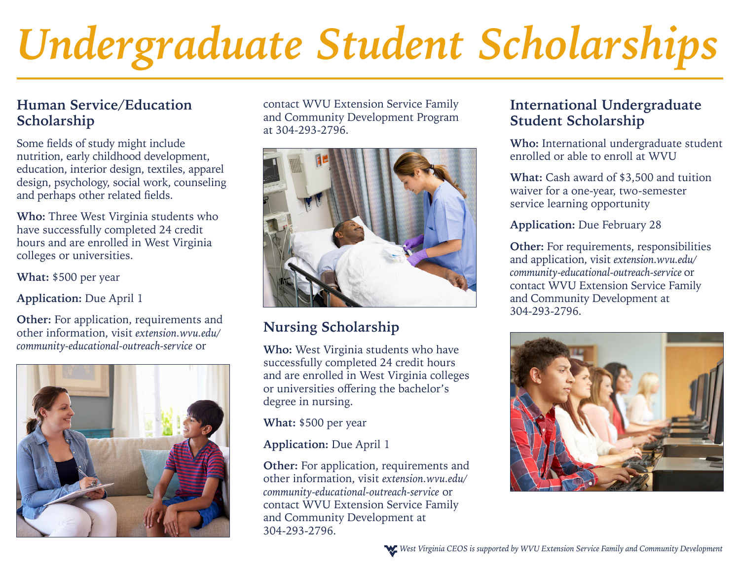# *Undergraduate Student Scholarships*

## Human Service/Education Scholarship

Some fields of study might include nutrition, early childhood development, education, interior design, textiles, apparel design, psychology, social work, counseling and perhaps other related fields.

**Who:** Three West Virginia students who have successfully completed 24 credit hours and are enrolled in West Virginia colleges or universities.

**What:** $500 per year

**Application:** Due April 1

**Other:** For application, requirements and other information, visit *extension.wvu.edu/community-educational-outreach-service* or contact WVU Extension Service Family and Community Development Program at 304-293-2796.

## Nursing Scholarship

**Who:** West Virginia students who have successfully completed 24 credit hours and are enrolled in West Virginia colleges or universities offering the bachelor's degree in nursing.

**What:** $500 per year

**Application:** Due April 1

**Other:** For application, requirements and other information, visit *extension.wvu.edu/community-educational-outreach-service* or contact WVU Extension Service Family and Community Development at 304-293-2796.

## International Undergraduate Student Scholarship

**Who:** International undergraduate student enrolled or able to enroll at WVU

**What:** Cash award of $3,500 and tuition waiver for a one-year, two-semester service learning opportunity

**Application:** Due February 28

**Other:** For requirements, responsibilities and application, visit *extension.wvu.edu/community-educational-outreach-service* or contact WVU Extension Service Family and Community Development at 304-293-2796.

*West Virginia CEOS is supported by WVU Extension Service Family and Community Development*